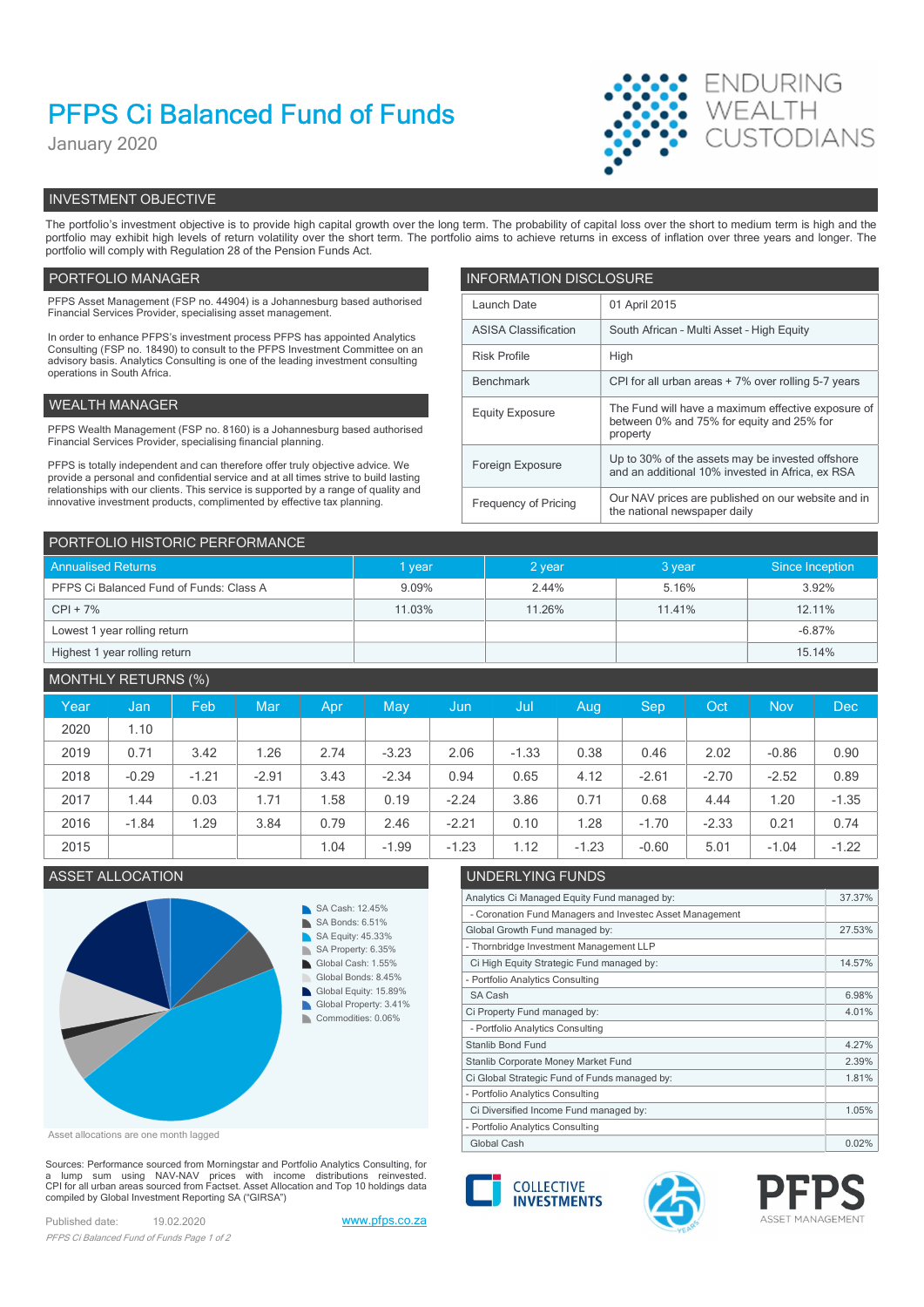# PFPS Ci Balanced Fund of Funds

January 2020

ENDURING WEALTH CUSTODIANS

## INVESTMENT OBJECTIVE

The portfolio's investment objective is to provide high capital growth over the long term. The probability of capital loss over the short to medium term is high and the portfolio may exhibit high levels of return volatility over the short term. The portfolio aims to achieve returns in excess of inflation over three years and longer. The portfolio will comply with Regulation 28 of the Pension Funds Act.

## PORTFOLIO MANAGER

PFPS Asset Management (FSP no. 44904) is a Johannesburg based authorised Financial Services Provider, specialising asset management.

In order to enhance PFPS's investment process PFPS has appointed Analytics Consulting (FSP no. 18490) to consult to the PFPS Investment Committee on an advisory basis. Analytics Consulting is one of the leading investment consulting operations in South Africa.

## WEALTH MANAGER

PFPS Wealth Management (FSP no. 8160) is a Johannesburg based authorised Financial Services Provider, specialising financial planning.

PFPS is totally independent and can therefore offer truly objective advice. We provide a personal and confidential service and at all times strive to build lasting relationships with our clients. This service is supported by a range of quality and innovative investment products, complimented by effective tax planning.

## INFORMATION DISCLOSURE

| | |
|---|---|
| Launch Date | 01 April 2015 |
| ASISA Classification | South African - Multi Asset - High Equity |
| Risk Profile | High |
| Benchmark | CPI for all urban areas + 7% over rolling 5-7 years |
| Equity Exposure | The Fund will have a maximum effective exposure of between 0% and 75% for equity and 25% for property |
| Foreign Exposure | Up to 30% of the assets may be invested offshore and an additional 10% invested in Africa, ex RSA |
| Frequency of Pricing | Our NAV prices are published on our website and in the national newspaper daily |

## PORTFOLIO HISTORIC PERFORMANCE

| Annualised Returns | 1 year | 2 year | 3 year | Since Inception |
|---|---|---|---|---|
| PFPS Ci Balanced Fund of Funds: Class A | 9.09% | 2.44% | 5.16% | 3.92% |
| CPI + 7% | 11.03% | 11.26% | 11.41% | 12.11% |
| Lowest 1 year rolling return | | | | -6.87% |
| Highest 1 year rolling return | | | | 15.14% |

## MONTHLY RETURNS (%)

| Year | Jan | Feb | Mar | Apr | May | Jun | Jul | Aug | Sep | Oct | Nov | Dec |
|---|---|---|---|---|---|---|---|---|---|---|---|---|
| 2020 | 1.10 | | | | | | | | | | | |
| 2019 | 0.71 | 3.42 | 1.26 | 2.74 | -3.23 | 2.06 | -1.33 | 0.38 | 0.46 | 2.02 | -0.86 | 0.90 |
| 2018 | -0.29 | -1.21 | -2.91 | 3.43 | -2.34 | 0.94 | 0.65 | 4.12 | -2.61 | -2.70 | -2.52 | 0.89 |
| 2017 | 1.44 | 0.03 | 1.71 | 1.58 | 0.19 | -2.24 | 3.86 | 0.71 | 0.68 | 4.44 | 1.20 | -1.35 |
| 2016 | -1.84 | 1.29 | 3.84 | 0.79 | 2.46 | -2.21 | 0.10 | 1.28 | -1.70 | -2.33 | 0.21 | 0.74 |
| 2015 | | | | 1.04 | -1.99 | -1.23 | 1.12 | -1.23 | -0.60 | 5.01 | -1.04 | -1.22 |

## ASSET ALLOCATION

- SA Cash: 12.45%
- SA Bonds: 6.51%
- SA Equity: 45.33%
- SA Property: 6.35%
- Global Cash: 1.55%
- Global Bonds: 8.45%
- Global Equity: 15.89%
- Global Property: 3.41%
- Commodities: 0.06%

Asset allocations are one month lagged

## UNDERLYING FUNDS

| | |
|---|---|
| Analytics Ci Managed Equity Fund managed by: | 37.37% |
| - Coronation Fund Managers and Investec Asset Management | |
| Global Growth Fund managed by: | 27.53% |
| - Thornbridge Investment Management LLP | |
| Ci High Equity Strategic Fund managed by: | 14.57% |
| - Portfolio Analytics Consulting | |
| SA Cash | 6.98% |
| Ci Property Fund managed by: | 4.01% |
| - Portfolio Analytics Consulting | |
| Stanlib Bond Fund | 4.27% |
| Stanlib Corporate Money Market Fund | 2.39% |
| Ci Global Strategic Fund of Funds managed by: | 1.81% |
| - Portfolio Analytics Consulting | |
| Ci Diversified Income Fund managed by: | 1.05% |
| - Portfolio Analytics Consulting | |
| Global Cash | 0.02% |

Sources: Performance sourced from Morningstar and Portfolio Analytics Consulting, for a lump sum using NAV-NAV prices with income distributions reinvested. CPI for all urban areas sourced from Factset. Asset Allocation and Top 10 holdings data compiled by Global Investment Reporting SA ("GIRSA")

Published date: 19.02.2020

www.pfps.co.za

COLLECTIVE INVESTMENTS

PFPS ASSET MANAGEMENT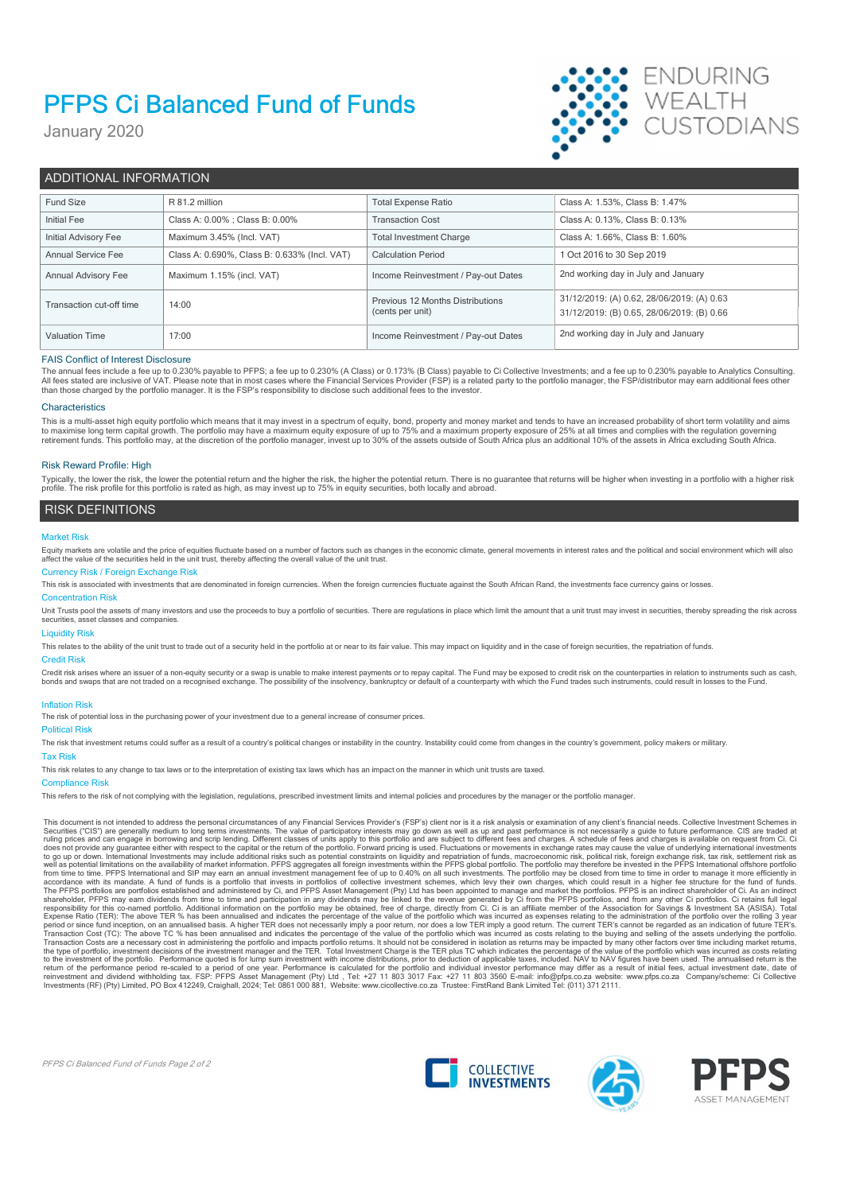# PFPS Ci Balanced Fund of Funds

January 2020

ENDURING WEALTH CUSTODIANS

## ADDITIONAL INFORMATION

| | | | |
|---|---|---|---|
| Fund Size | R 81.2 million | Total Expense Ratio | Class A: 1.53%, Class B: 1.47% |
| Initial Fee | Class A: 0.00% ; Class B: 0.00% | Transaction Cost | Class A: 0.13%, Class B: 0.13% |
| Initial Advisory Fee | Maximum 3.45% (Incl. VAT) | Total Investment Charge | Class A: 1.66%, Class B: 1.60% |
| Annual Service Fee | Class A: 0.690%, Class B: 0.633% (Incl. VAT) | Calculation Period | 1 Oct 2016 to 30 Sep 2019 |
| Annual Advisory Fee | Maximum 1.15% (incl. VAT) | Income Reinvestment / Pay-out Dates | 2nd working day in July and January |
| Transaction cut-off time | 14:00 | Previous 12 Months Distributions (cents per unit) | 31/12/2019: (A) 0.62, 28/06/2019: (A) 0.63<br>31/12/2019: (B) 0.65, 28/06/2019: (B) 0.66 |
| Valuation Time | 17:00 | Income Reinvestment / Pay-out Dates | 2nd working day in July and January |

### FAIS Conflict of Interest Disclosure

The annual fees include a fee up to 0.230% payable to PFPS; a fee up to 0.230% (A Class) or 0.173% (B Class) payable to Ci Collective Investments; and a fee up to 0.230% payable to Analytics Consulting. All fees stated are inclusive of VAT. Please note that in most cases where the Financial Services Provider (FSP) is a related party to the portfolio manager, the FSP/distributor may earn additional fees other than those charged by the portfolio manager. It is the FSP's responsibility to disclose such additional fees to the investor.

### Characteristics

This is a multi-asset high equity portfolio which means that it may invest in a spectrum of equity, bond, property and money market and tends to have an increased probability of short term volatility and aims to maximise long term capital growth. The portfolio may have a maximum equity exposure of up to 75% and a maximum property exposure of 25% at all times and complies with the regulation governing retirement funds. This portfolio may, at the discretion of the portfolio manager, invest up to 30% of the assets outside of South Africa plus an additional 10% of the assets in Africa excluding South Africa.

### Risk Reward Profile: High

Typically, the lower the risk, the lower the potential return and the higher the risk, the higher the potential return. There is no guarantee that returns will be higher when investing in a portfolio with a higher risk profile. The risk profile for this portfolio is rated as high, as may invest up to 75% in equity securities, both locally and abroad.

## RISK DEFINITIONS

### Market Risk

Equity markets are volatile and the price of equities fluctuate based on a number of factors such as changes in the economic climate, general movements in interest rates and the political and social environment which will also affect the value of the securities held in the unit trust, thereby affecting the overall value of the unit trust.

### Currency Risk / Foreign Exchange Risk

This risk is associated with investments that are denominated in foreign currencies. When the foreign currencies fluctuate against the South African Rand, the investments face currency gains or losses.

### Concentration Risk

Unit Trusts pool the assets of many investors and use the proceeds to buy a portfolio of securities. There are regulations in place which limit the amount that a unit trust may invest in securities, thereby spreading the risk across securities, asset classes and companies.

### Liquidity Risk

This relates to the ability of the unit trust to trade out of a security held in the portfolio at or near to its fair value. This may impact on liquidity and in the case of foreign securities, the repatriation of funds.

### Credit Risk

Credit risk arises where an issuer of a non-equity security or a swap is unable to make interest payments or to repay capital. The Fund may be exposed to credit risk on the counterparties in relation to instruments such as cash, bonds and swaps that are not traded on a recognised exchange. The possibility of the insolvency, bankruptcy or default of a counterparty with which the Fund trades such instruments, could result in losses to the Fund.

### Inflation Risk

The risk of potential loss in the purchasing power of your investment due to a general increase of consumer prices.

### Political Risk

The risk that investment returns could suffer as a result of a country's political changes or instability in the country. Instability could come from changes in the country's government, policy makers or military.

### Tax Risk

This risk relates to any change to tax laws or to the interpretation of existing tax laws which has an impact on the manner in which unit trusts are taxed.

### Compliance Risk

This refers to the risk of not complying with the legislation, regulations, prescribed investment limits and internal policies and procedures by the manager or the portfolio manager.

This document is not intended to address the personal circumstances of any Financial Services Provider's (FSP's) client nor is it a risk analysis or examination of any client's financial needs. Collective Investment Schemes in Securities ("CIS") are generally medium to long terms investments. The value of participatory interests may go down as well as up and past performance is not necessarily a guide to future performance. CIS are traded at ruling prices and can engage in borrowing and scrip lending. Different classes of units apply to this portfolio and are subject to different fees and charges. A schedule of fees and charges is available on request from Ci. Ci does not provide any guarantee either with respect to the capital or the return of the portfolio. Forward pricing is used. Fluctuations or movements in exchange rates may cause the value of underlying international investments to go up or down. International Investments may include additional risks such as potential constraints on liquidity and repatriation of funds, macroeconomic risk, political risk, foreign exchange risk, tax risk, settlement risk as well as potential limitations on the availability of market information. PFPS aggregates all foreign investments within the PFPS global portfolio. The portfolio may therefore be invested in the PFPS International offshore portfolio from time to time. PFPS International and SIP may earn an annual investment management fee of up to 0.40% on all such investments. The portfolio may be closed from time to time in order to manage it more efficiently in accordance with its mandate. A fund of funds is a portfolio that invests in portfolios of collective investment schemes, which levy their own charges, which could result in a higher fee structure for the fund of funds. The PFPS portfolios are portfolios established and administered by Ci, and PFPS Asset Management (Pty) Ltd has been appointed to manage and market the portfolios. PFPS is an indirect shareholder of Ci. As an indirect shareholder, PFPS may earn dividends from time to time and participation in any dividends may be linked to the revenue generated by Ci from the PFPS portfolios, and from any other Ci portfolios. Ci retains full legal responsibility for this co-named portfolio. Additional information on the portfolio may be obtained, free of charge, directly from Ci. Ci is an affiliate member of the Association for Savings & Investment SA (ASISA). Total Expense Ratio (TER): The above TER % has been annualised and indicates the percentage of the value of the portfolio which was incurred as expenses relating to the administration of the portfolio over the rolling 3 year period or since fund inception, on an annualised basis. A higher TER does not necessarily imply a poor return, nor does a low TER imply a good return. The current TER's cannot be regarded as an indication of future TER's. Transaction Cost (TC): The above TC % has been annualised and indicates the percentage of the value of the portfolio which was incurred as costs relating to the buying and selling of the assets underlying the portfolio. Transaction Costs are a necessary cost in administering the portfolio and impacts portfolio returns. It should not be considered in isolation as returns may be impacted by many other factors over time including market returns, the type of portfolio, investment decisions of the investment manager and the TER. Total Investment Charge is the TER plus TC which indicates the percentage of the value of the portfolio which was incurred as costs relating to the investment of the portfolio. Performance quoted is for lump sum investment with income distributions, prior to deduction of applicable taxes, included. NAV to NAV figures have been used. The annualised return is the return of the performance period re-scaled to a period of one year. Performance is calculated for the portfolio and individual investor performance may differ as a result of initial fees, actual investment date, date of reinvestment and dividend withholding tax. FSP: PFPS Asset Management (Pty) Ltd , Tel: +27 11 803 3017 Fax: +27 11 803 3560 E-mail: info@pfps.co.za website: www.pfps.co.za Company/scheme: Ci Collective Investments (RF) (Pty) Limited, PO Box 412249, Craighall, 2024; Tel: 0861 000 881, Website: www.cicollective.co.za Trustee: FirstRand Bank Limited Tel: (011) 371 2111.

COLLECTIVE INVESTMENTS

PFPS ASSET MANAGEMENT